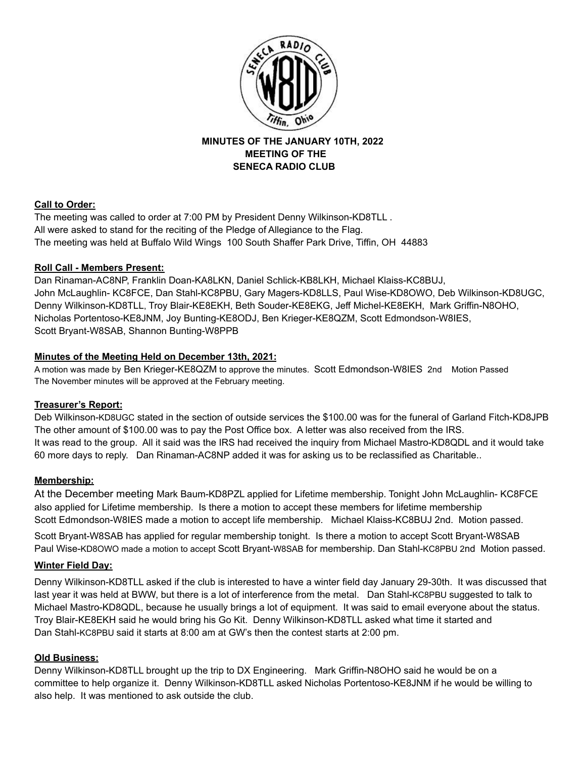# MINUTES OF THE JANUARY 10TH, 2022 MEETING OF THE SENECA RADIO CLUB

## Call to Order:

The meeting was called to order at 7:00 PM by President Denny Wilkinson-KD8TLL .
All were asked to stand for the reciting of the Pledge of Allegiance to the Flag.
The meeting was held at Buffalo Wild Wings 100 South Shaffer Park Drive, Tiffin, OH 44883

## Roll Call - Members Present:

Dan Rinaman-AC8NP, Franklin Doan-KA8LKN, Daniel Schlick-KB8LKH, Michael Klaiss-KC8BUJ, John McLaughlin- KC8FCE, Dan Stahl-KC8PBU, Gary Magers-KD8LLS, Paul Wise-KD8OWO, Deb Wilkinson-KD8UGC, Denny Wilkinson-KD8TLL, Troy Blair-KE8EKH, Beth Souder-KE8EKG, Jeff Michel-KE8EKH, Mark Griffin-N8OHO, Nicholas Portentoso-KE8JNM, Joy Bunting-KE8ODJ, Ben Krieger-KE8QZM, Scott Edmondson-W8IES, Scott Bryant-W8SAB, Shannon Bunting-W8PPB

## Minutes of the Meeting Held on December 13th, 2021:

A motion was made by Ben Krieger-KE8QZM to approve the minutes. Scott Edmondson-W8IES 2nd Motion Passed
The November minutes will be approved at the February meeting.

## Treasurer's Report:

Deb Wilkinson-KD8UGC stated in the section of outside services the $100.00 was for the funeral of Garland Fitch-KD8JPB The other amount of $100.00 was to pay the Post Office box. A letter was also received from the IRS. It was read to the group. All it said was the IRS had received the inquiry from Michael Mastro-KD8QDL and it would take 60 more days to reply. Dan Rinaman-AC8NP added it was for asking us to be reclassified as Charitable..

## Membership:

At the December meeting Mark Baum-KD8PZL applied for Lifetime membership. Tonight John McLaughlin- KC8FCE also applied for Lifetime membership. Is there a motion to accept these members for lifetime membership Scott Edmondson-W8IES made a motion to accept life membership. Michael Klaiss-KC8BUJ 2nd. Motion passed.

Scott Bryant-W8SAB has applied for regular membership tonight. Is there a motion to accept Scott Bryant-W8SAB Paul Wise-KD8OWO made a motion to accept Scott Bryant-W8SAB for membership. Dan Stahl-KC8PBU 2nd Motion passed.

## Winter Field Day:

Denny Wilkinson-KD8TLL asked if the club is interested to have a winter field day January 29-30th. It was discussed that last year it was held at BWW, but there is a lot of interference from the metal. Dan Stahl-KC8PBU suggested to talk to Michael Mastro-KD8QDL, because he usually brings a lot of equipment. It was said to email everyone about the status. Troy Blair-KE8EKH said he would bring his Go Kit. Denny Wilkinson-KD8TLL asked what time it started and Dan Stahl-KC8PBU said it starts at 8:00 am at GW's then the contest starts at 2:00 pm.

## Old Business:

Denny Wilkinson-KD8TLL brought up the trip to DX Engineering. Mark Griffin-N8OHO said he would be on a committee to help organize it. Denny Wilkinson-KD8TLL asked Nicholas Portentoso-KE8JNM if he would be willing to also help. It was mentioned to ask outside the club.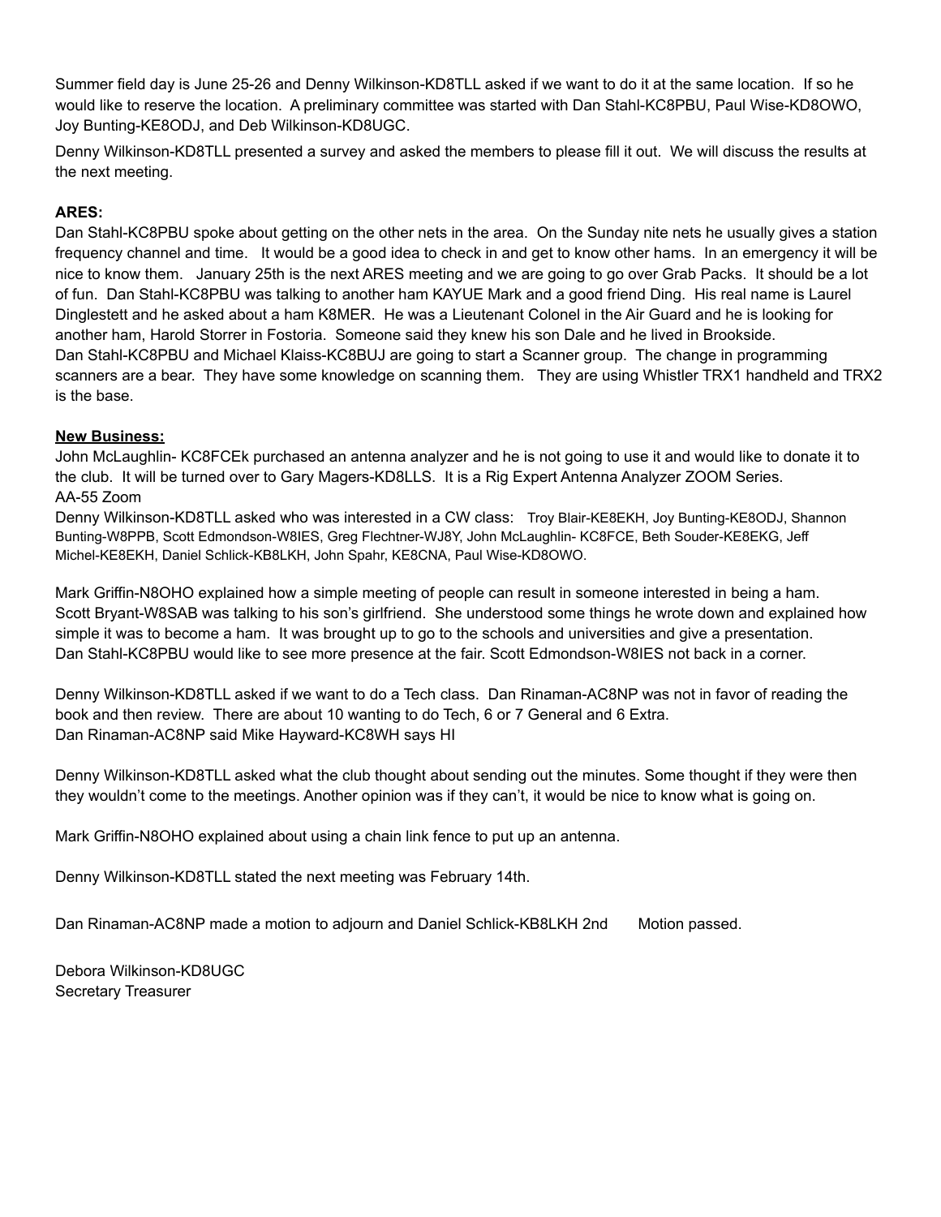Summer field day is June 25-26 and Denny Wilkinson-KD8TLL asked if we want to do it at the same location. If so he would like to reserve the location. A preliminary committee was started with Dan Stahl-KC8PBU, Paul Wise-KD8OWO, Joy Bunting-KE8ODJ, and Deb Wilkinson-KD8UGC.

Denny Wilkinson-KD8TLL presented a survey and asked the members to please fill it out. We will discuss the results at the next meeting.

**ARES:**

Dan Stahl-KC8PBU spoke about getting on the other nets in the area. On the Sunday nite nets he usually gives a station frequency channel and time. It would be a good idea to check in and get to know other hams. In an emergency it will be nice to know them. January 25th is the next ARES meeting and we are going to go over Grab Packs. It should be a lot of fun. Dan Stahl-KC8PBU was talking to another ham KAYUE Mark and a good friend Ding. His real name is Laurel Dinglestett and he asked about a ham K8MER. He was a Lieutenant Colonel in the Air Guard and he is looking for another ham, Harold Storrer in Fostoria. Someone said they knew his son Dale and he lived in Brookside.
Dan Stahl-KC8PBU and Michael Klaiss-KC8BUJ are going to start a Scanner group. The change in programming scanners are a bear. They have some knowledge on scanning them. They are using Whistler TRX1 handheld and TRX2 is the base.

**New Business:**

John McLaughlin- KC8FCEk purchased an antenna analyzer and he is not going to use it and would like to donate it to the club. It will be turned over to Gary Magers-KD8LLS. It is a Rig Expert Antenna Analyzer ZOOM Series. AA-55 Zoom
Denny Wilkinson-KD8TLL asked who was interested in a CW class: Troy Blair-KE8EKH, Joy Bunting-KE8ODJ, Shannon Bunting-W8PPB, Scott Edmondson-W8IES, Greg Flechtner-WJ8Y, John McLaughlin- KC8FCE, Beth Souder-KE8EKG, Jeff Michel-KE8EKH, Daniel Schlick-KB8LKH, John Spahr, KE8CNA, Paul Wise-KD8OWO.

Mark Griffin-N8OHO explained how a simple meeting of people can result in someone interested in being a ham. Scott Bryant-W8SAB was talking to his son's girlfriend. She understood some things he wrote down and explained how simple it was to become a ham. It was brought up to go to the schools and universities and give a presentation. Dan Stahl-KC8PBU would like to see more presence at the fair. Scott Edmondson-W8IES not back in a corner.

Denny Wilkinson-KD8TLL asked if we want to do a Tech class. Dan Rinaman-AC8NP was not in favor of reading the book and then review. There are about 10 wanting to do Tech, 6 or 7 General and 6 Extra.
Dan Rinaman-AC8NP said Mike Hayward-KC8WH says HI

Denny Wilkinson-KD8TLL asked what the club thought about sending out the minutes. Some thought if they were then they wouldn't come to the meetings. Another opinion was if they can't, it would be nice to know what is going on.

Mark Griffin-N8OHO explained about using a chain link fence to put up an antenna.

Denny Wilkinson-KD8TLL stated the next meeting was February 14th.

Dan Rinaman-AC8NP made a motion to adjourn and Daniel Schlick-KB8LKH 2nd Motion passed.

Debora Wilkinson-KD8UGC
Secretary Treasurer